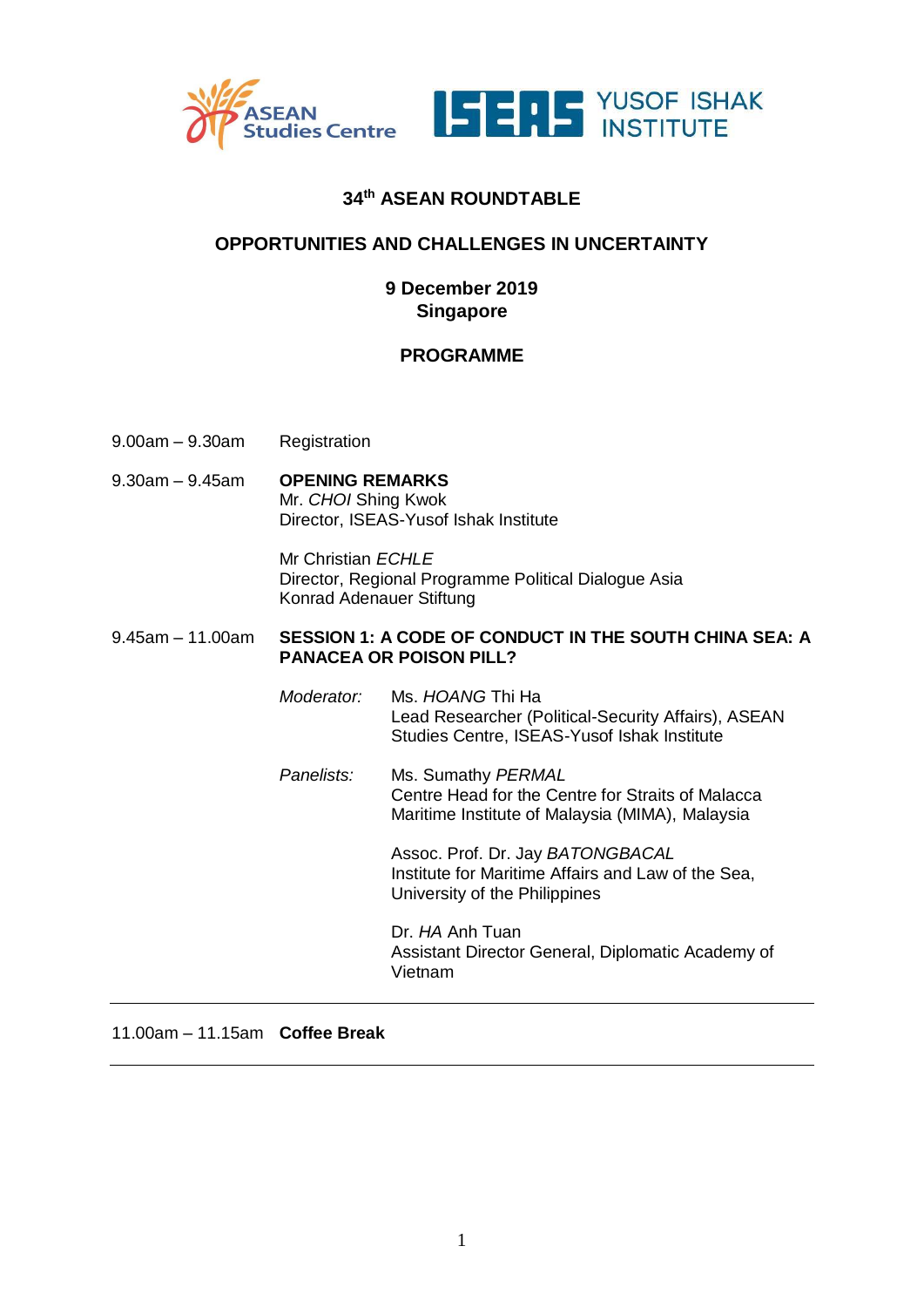ASEAN Studies Centre | ISEAS YUSOF ISHAK INSTITUTE

# 34th ASEAN ROUNDTABLE

## OPPORTUNITIES AND CHALLENGES IN UNCERTAINTY

**9 December 2019**
**Singapore**

## PROGRAMME

9.00am – 9.30am Registration

9.30am – 9.45am **OPENING REMARKS**
Mr. *CHOI* Shing Kwok
Director, ISEAS-Yusof Ishak Institute

Mr Christian *ECHLE*
Director, Regional Programme Political Dialogue Asia
Konrad Adenauer Stiftung

9.45am – 11.00am **SESSION 1: A CODE OF CONDUCT IN THE SOUTH CHINA SEA: A PANACEA OR POISON PILL?**

*Moderator:* Ms. *HOANG* Thi Ha
Lead Researcher (Political-Security Affairs), ASEAN Studies Centre, ISEAS-Yusof Ishak Institute

*Panelists:* Ms. Sumathy *PERMAL*
Centre Head for the Centre for Straits of Malacca
Maritime Institute of Malaysia (MIMA), Malaysia

Assoc. Prof. Dr. Jay *BATONGBACAL*
Institute for Maritime Affairs and Law of the Sea, University of the Philippines

Dr. *HA* Anh Tuan
Assistant Director General, Diplomatic Academy of Vietnam

---

11.00am – 11.15am **Coffee Break**

---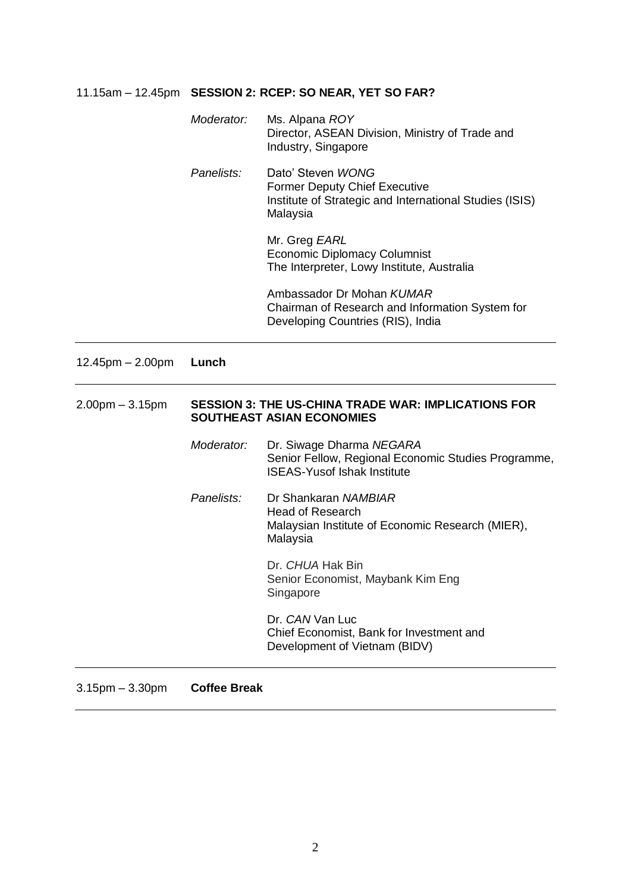11.15am – 12.45pm **SESSION 2: RCEP: SO NEAR, YET SO FAR?**

*Moderator:* Ms. Alpana *ROY*
Director, ASEAN Division, Ministry of Trade and Industry, Singapore

*Panelists:* Dato' Steven *WONG*
Former Deputy Chief Executive
Institute of Strategic and International Studies (ISIS) Malaysia

Mr. Greg *EARL*
Economic Diplomacy Columnist
The Interpreter, Lowy Institute, Australia

Ambassador Dr Mohan *KUMAR*
Chairman of Research and Information System for Developing Countries (RIS), India

---

12.45pm – 2.00pm **Lunch**

---

2.00pm – 3.15pm **SESSION 3: THE US-CHINA TRADE WAR: IMPLICATIONS FOR SOUTHEAST ASIAN ECONOMIES**

*Moderator:* Dr. Siwage Dharma *NEGARA*
Senior Fellow, Regional Economic Studies Programme, ISEAS-Yusof Ishak Institute

*Panelists:* Dr Shankaran *NAMBIAR*
Head of Research
Malaysian Institute of Economic Research (MIER), Malaysia

Dr. *CHUA* Hak Bin
Senior Economist, Maybank Kim Eng
Singapore

Dr. *CAN* Van Luc
Chief Economist, Bank for Investment and Development of Vietnam (BIDV)

---

3.15pm – 3.30pm **Coffee Break**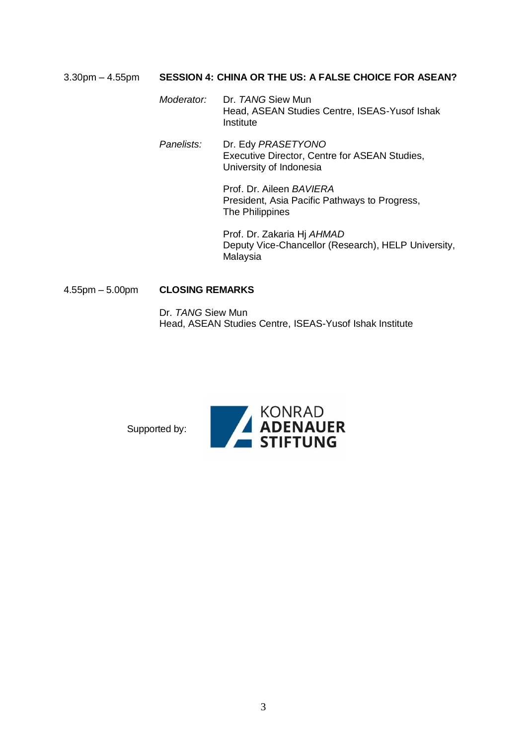3.30pm – 4.55pm **SESSION 4: CHINA OR THE US: A FALSE CHOICE FOR ASEAN?**

*Moderator:* Dr. *TANG* Siew Mun
Head, ASEAN Studies Centre, ISEAS-Yusof Ishak Institute

*Panelists:* Dr. Edy *PRASETYONO*
Executive Director, Centre for ASEAN Studies, University of Indonesia

Prof. Dr. Aileen *BAVIERA*
President, Asia Pacific Pathways to Progress, The Philippines

Prof. Dr. Zakaria Hj *AHMAD*
Deputy Vice-Chancellor (Research), HELP University, Malaysia

4.55pm – 5.00pm **CLOSING REMARKS**

Dr. *TANG* Siew Mun
Head, ASEAN Studies Centre, ISEAS-Yusof Ishak Institute

Supported by: KONRAD **ADENAUER STIFTUNG**